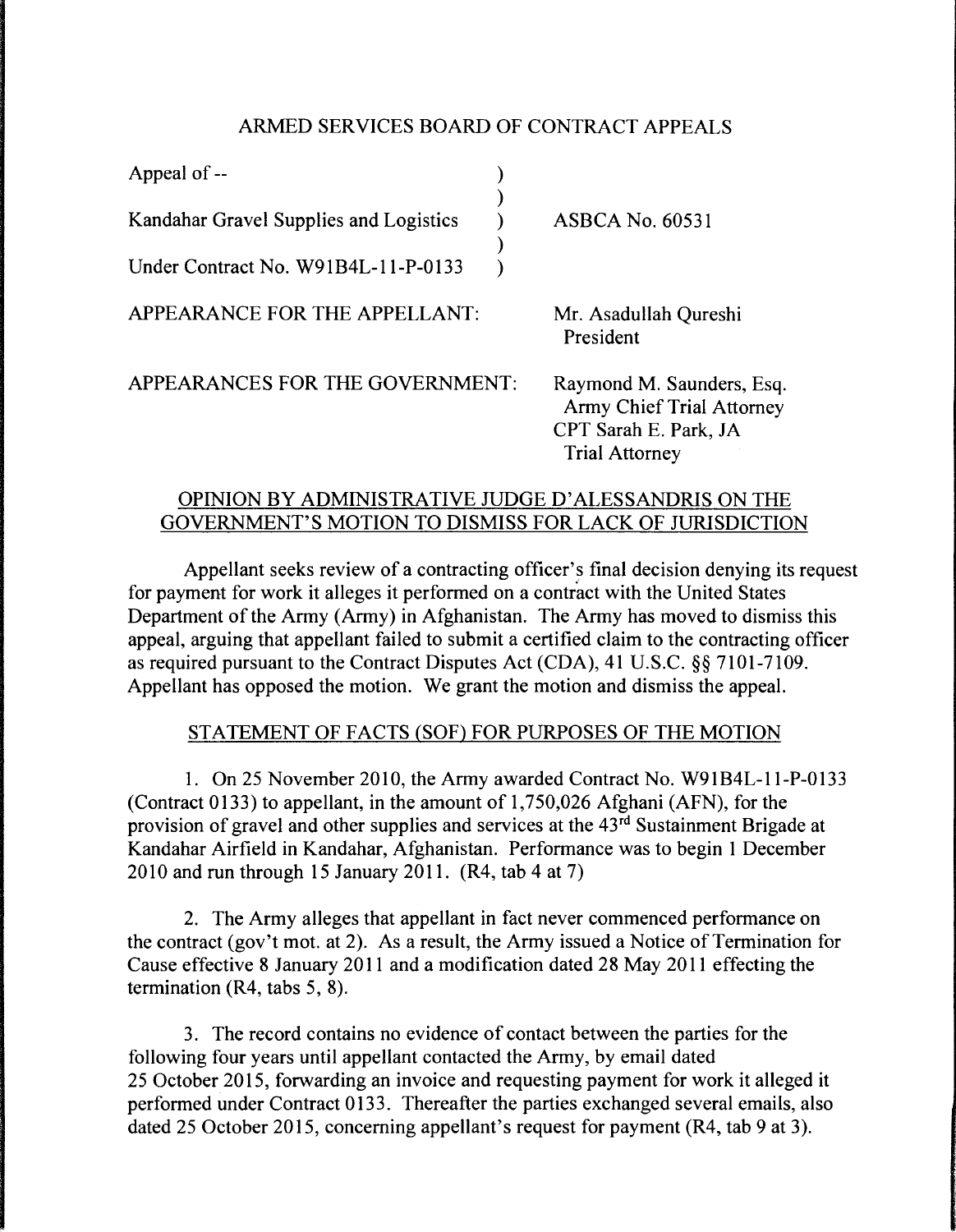ARMED SERVICES BOARD OF CONTRACT APPEALS

| | | |
|---|---|---|
| Appeal of -- | ) | |
| | ) | |
| Kandahar Gravel Supplies and Logistics | ) | ASBCA No. 60531 |
| | ) | |
| Under Contract No. W91B4L-11-P-0133 | ) | |

APPEARANCE FOR THE APPELLANT: Mr. Asadullah Qureshi
President

APPEARANCES FOR THE GOVERNMENT: Raymond M. Saunders, Esq.
Army Chief Trial Attorney
CPT Sarah E. Park, JA
Trial Attorney

OPINION BY ADMINISTRATIVE JUDGE D'ALESSANDRIS ON THE GOVERNMENT'S MOTION TO DISMISS FOR LACK OF JURISDICTION

Appellant seeks review of a contracting officer's final decision denying its request for payment for work it alleges it performed on a contract with the United States Department of the Army (Army) in Afghanistan. The Army has moved to dismiss this appeal, arguing that appellant failed to submit a certified claim to the contracting officer as required pursuant to the Contract Disputes Act (CDA), 41 U.S.C. §§ 7101-7109. Appellant has opposed the motion. We grant the motion and dismiss the appeal.

STATEMENT OF FACTS (SOF) FOR PURPOSES OF THE MOTION

1. On 25 November 2010, the Army awarded Contract No. W91B4L-11-P-0133 (Contract 0133) to appellant, in the amount of 1,750,026 Afghani (AFN), for the provision of gravel and other supplies and services at the 43rd Sustainment Brigade at Kandahar Airfield in Kandahar, Afghanistan. Performance was to begin 1 December 2010 and run through 15 January 2011. (R4, tab 4 at 7)

2. The Army alleges that appellant in fact never commenced performance on the contract (gov't mot. at 2). As a result, the Army issued a Notice of Termination for Cause effective 8 January 2011 and a modification dated 28 May 2011 effecting the termination (R4, tabs 5, 8).

3. The record contains no evidence of contact between the parties for the following four years until appellant contacted the Army, by email dated 25 October 2015, forwarding an invoice and requesting payment for work it alleged it performed under Contract 0133. Thereafter the parties exchanged several emails, also dated 25 October 2015, concerning appellant's request for payment (R4, tab 9 at 3).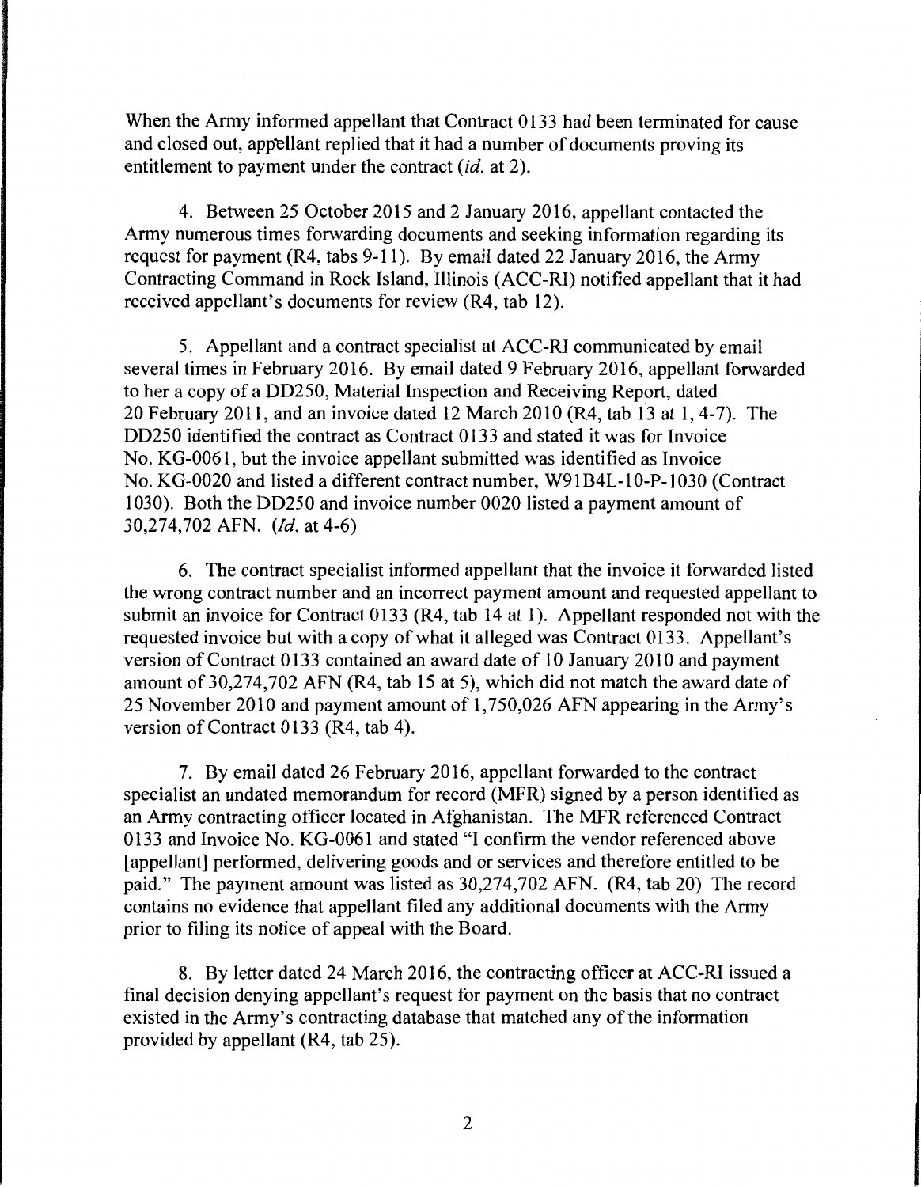When the Army informed appellant that Contract 0133 had been terminated for cause and closed out, appellant replied that it had a number of documents proving its entitlement to payment under the contract (*id.* at 2).

4. Between 25 October 2015 and 2 January 2016, appellant contacted the Army numerous times forwarding documents and seeking information regarding its request for payment (R4, tabs 9-11). By email dated 22 January 2016, the Army Contracting Command in Rock Island, Illinois (ACC-RI) notified appellant that it had received appellant's documents for review (R4, tab 12).

5. Appellant and a contract specialist at ACC-RI communicated by email several times in February 2016. By email dated 9 February 2016, appellant forwarded to her a copy of a DD250, Material Inspection and Receiving Report, dated 20 February 2011, and an invoice dated 12 March 2010 (R4, tab 13 at 1, 4-7). The DD250 identified the contract as Contract 0133 and stated it was for Invoice No. KG-0061, but the invoice appellant submitted was identified as Invoice No. KG-0020 and listed a different contract number, W91B4L-10-P-1030 (Contract 1030). Both the DD250 and invoice number 0020 listed a payment amount of 30,274,702 AFN. (*Id.* at 4-6)

6. The contract specialist informed appellant that the invoice it forwarded listed the wrong contract number and an incorrect payment amount and requested appellant to submit an invoice for Contract 0133 (R4, tab 14 at 1). Appellant responded not with the requested invoice but with a copy of what it alleged was Contract 0133. Appellant's version of Contract 0133 contained an award date of 10 January 2010 and payment amount of 30,274,702 AFN (R4, tab 15 at 5), which did not match the award date of 25 November 2010 and payment amount of 1,750,026 AFN appearing in the Army's version of Contract 0133 (R4, tab 4).

7. By email dated 26 February 2016, appellant forwarded to the contract specialist an undated memorandum for record (MFR) signed by a person identified as an Army contracting officer located in Afghanistan. The MFR referenced Contract 0133 and Invoice No. KG-0061 and stated "I confirm the vendor referenced above [appellant] performed, delivering goods and or services and therefore entitled to be paid." The payment amount was listed as 30,274,702 AFN. (R4, tab 20) The record contains no evidence that appellant filed any additional documents with the Army prior to filing its notice of appeal with the Board.

8. By letter dated 24 March 2016, the contracting officer at ACC-RI issued a final decision denying appellant's request for payment on the basis that no contract existed in the Army's contracting database that matched any of the information provided by appellant (R4, tab 25).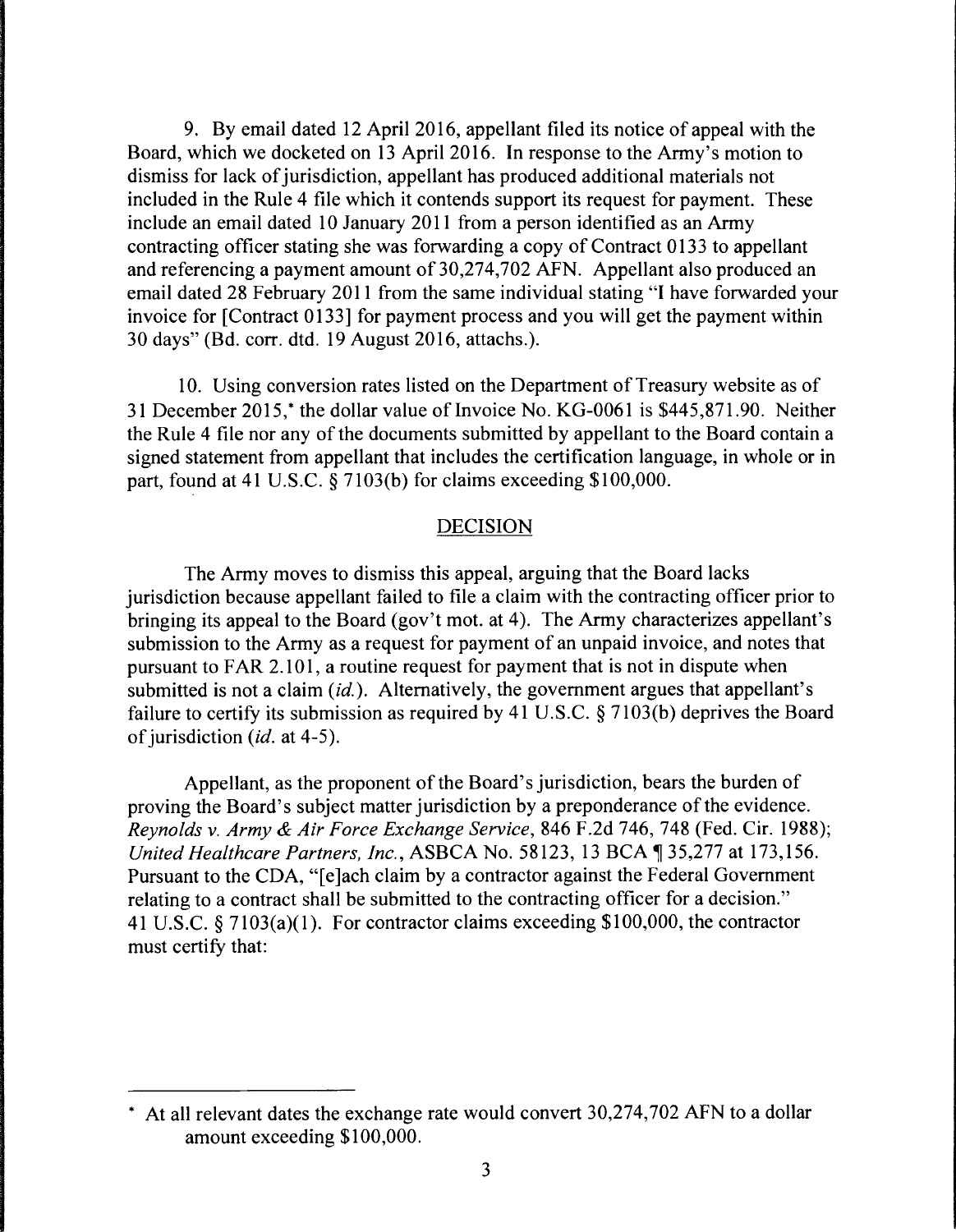9. By email dated 12 April 2016, appellant filed its notice of appeal with the Board, which we docketed on 13 April 2016. In response to the Army's motion to dismiss for lack of jurisdiction, appellant has produced additional materials not included in the Rule 4 file which it contends support its request for payment. These include an email dated 10 January 2011 from a person identified as an Army contracting officer stating she was forwarding a copy of Contract 0133 to appellant and referencing a payment amount of 30,274,702 AFN. Appellant also produced an email dated 28 February 2011 from the same individual stating "I have forwarded your invoice for [Contract 0133] for payment process and you will get the payment within 30 days" (Bd. corr. dtd. 19 August 2016, attachs.).

10. Using conversion rates listed on the Department of Treasury website as of 31 December 2015,* the dollar value of Invoice No. KG-0061 is $445,871.90. Neither the Rule 4 file nor any of the documents submitted by appellant to the Board contain a signed statement from appellant that includes the certification language, in whole or in part, found at 41 U.S.C. § 7103(b) for claims exceeding $100,000.

## DECISION

The Army moves to dismiss this appeal, arguing that the Board lacks jurisdiction because appellant failed to file a claim with the contracting officer prior to bringing its appeal to the Board (gov't mot. at 4). The Army characterizes appellant's submission to the Army as a request for payment of an unpaid invoice, and notes that pursuant to FAR 2.101, a routine request for payment that is not in dispute when submitted is not a claim (*id.*). Alternatively, the government argues that appellant's failure to certify its submission as required by 41 U.S.C. § 7103(b) deprives the Board of jurisdiction (*id.* at 4-5).

Appellant, as the proponent of the Board's jurisdiction, bears the burden of proving the Board's subject matter jurisdiction by a preponderance of the evidence. *Reynolds v. Army & Air Force Exchange Service*, 846 F.2d 746, 748 (Fed. Cir. 1988); *United Healthcare Partners, Inc.*, ASBCA No. 58123, 13 BCA ¶ 35,277 at 173,156. Pursuant to the CDA, "[e]ach claim by a contractor against the Federal Government relating to a contract shall be submitted to the contracting officer for a decision." 41 U.S.C. § 7103(a)(1). For contractor claims exceeding $100,000, the contractor must certify that:

---

* At all relevant dates the exchange rate would convert 30,274,702 AFN to a dollar amount exceeding $100,000.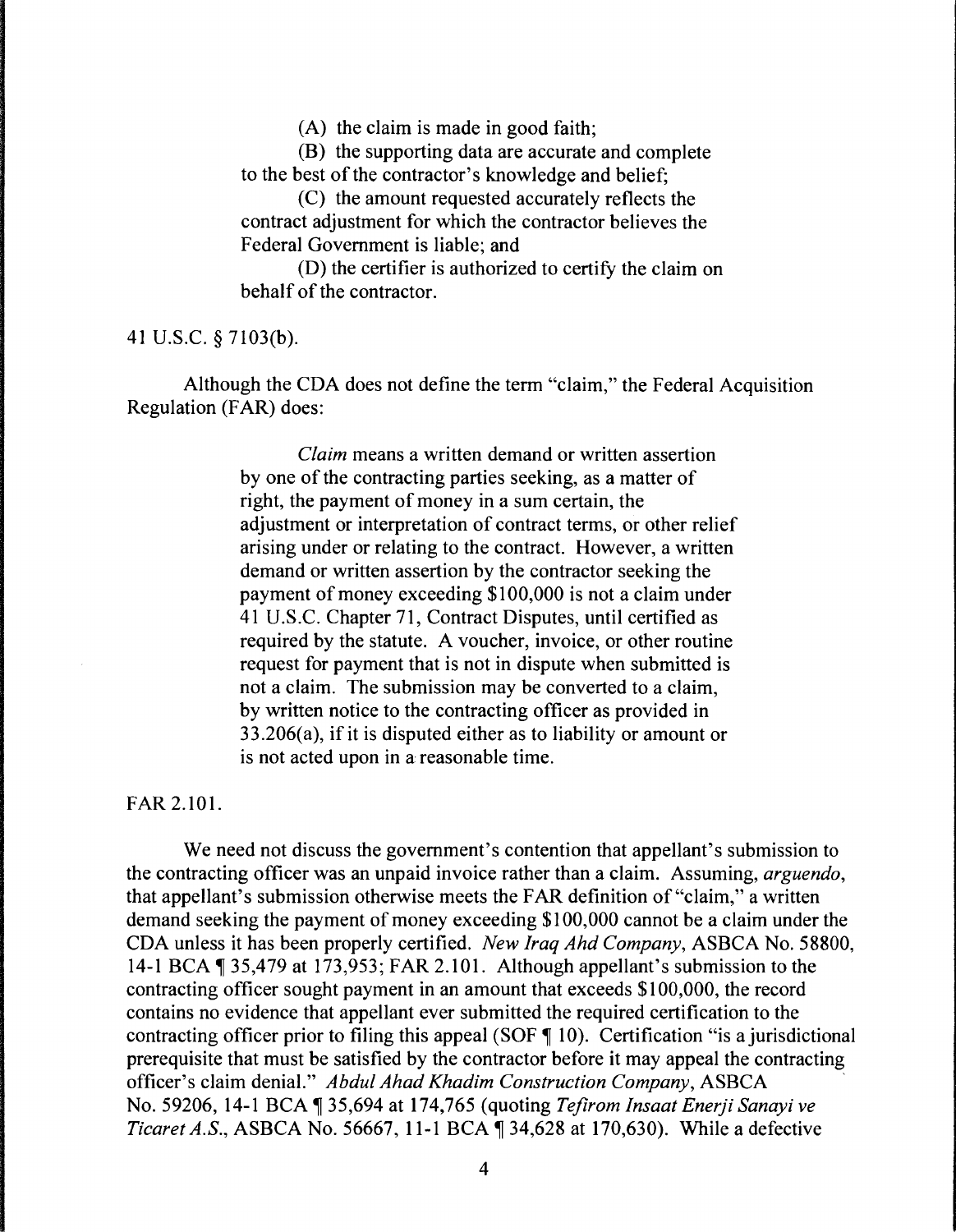> (A) the claim is made in good faith;
>
> (B) the supporting data are accurate and complete to the best of the contractor's knowledge and belief;
>
> (C) the amount requested accurately reflects the contract adjustment for which the contractor believes the Federal Government is liable; and
>
> (D) the certifier is authorized to certify the claim on behalf of the contractor.

41 U.S.C. § 7103(b).

Although the CDA does not define the term "claim," the Federal Acquisition Regulation (FAR) does:

> *Claim* means a written demand or written assertion by one of the contracting parties seeking, as a matter of right, the payment of money in a sum certain, the adjustment or interpretation of contract terms, or other relief arising under or relating to the contract. However, a written demand or written assertion by the contractor seeking the payment of money exceeding $100,000 is not a claim under 41 U.S.C. Chapter 71, Contract Disputes, until certified as required by the statute. A voucher, invoice, or other routine request for payment that is not in dispute when submitted is not a claim. The submission may be converted to a claim, by written notice to the contracting officer as provided in 33.206(a), if it is disputed either as to liability or amount or is not acted upon in a reasonable time.

FAR 2.101.

We need not discuss the government's contention that appellant's submission to the contracting officer was an unpaid invoice rather than a claim. Assuming, *arguendo*, that appellant's submission otherwise meets the FAR definition of "claim," a written demand seeking the payment of money exceeding $100,000 cannot be a claim under the CDA unless it has been properly certified. *New Iraq Ahd Company*, ASBCA No. 58800, 14-1 BCA ¶ 35,479 at 173,953; FAR 2.101. Although appellant's submission to the contracting officer sought payment in an amount that exceeds $100,000, the record contains no evidence that appellant ever submitted the required certification to the contracting officer prior to filing this appeal (SOF ¶ 10). Certification "is a jurisdictional prerequisite that must be satisfied by the contractor before it may appeal the contracting officer's claim denial." *Abdul Ahad Khadim Construction Company*, ASBCA No. 59206, 14-1 BCA ¶ 35,694 at 174,765 (quoting *Tefirom Insaat Enerji Sanayi ve Ticaret A.S.*, ASBCA No. 56667, 11-1 BCA ¶ 34,628 at 170,630). While a defective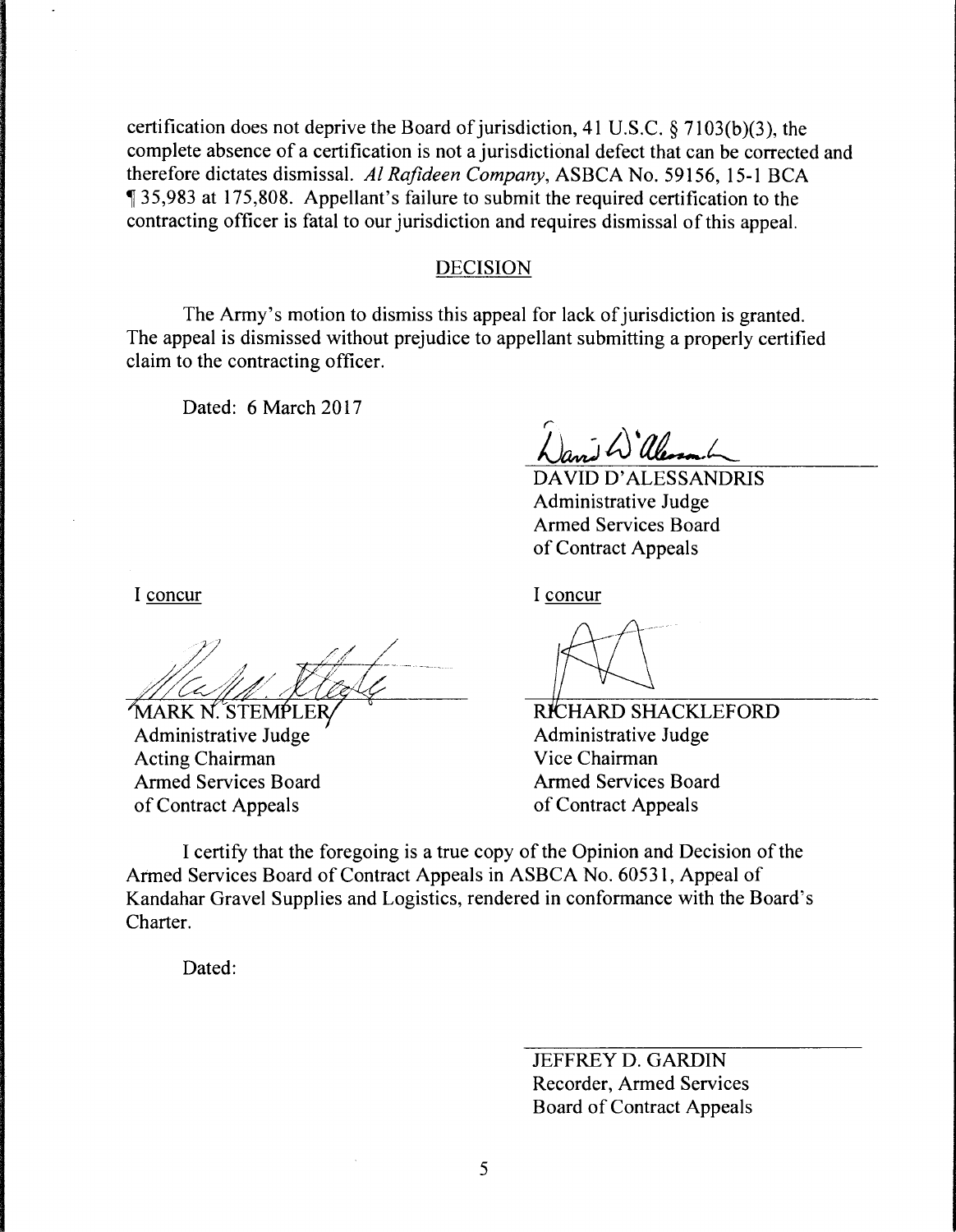certification does not deprive the Board of jurisdiction, 41 U.S.C. § 7103(b)(3), the complete absence of a certification is not a jurisdictional defect that can be corrected and therefore dictates dismissal. *Al Rafideen Company*, ASBCA No. 59156, 15-1 BCA ¶ 35,983 at 175,808. Appellant's failure to submit the required certification to the contracting officer is fatal to our jurisdiction and requires dismissal of this appeal.

## DECISION

The Army's motion to dismiss this appeal for lack of jurisdiction is granted. The appeal is dismissed without prejudice to appellant submitting a properly certified claim to the contracting officer.

Dated: 6 March 2017

DAVID D'ALESSANDRIS
Administrative Judge
Armed Services Board
of Contract Appeals

I concur

MARK N. STEMPLER
Administrative Judge
Acting Chairman
Armed Services Board
of Contract Appeals

I concur

RICHARD SHACKLEFORD
Administrative Judge
Vice Chairman
Armed Services Board
of Contract Appeals

I certify that the foregoing is a true copy of the Opinion and Decision of the Armed Services Board of Contract Appeals in ASBCA No. 60531, Appeal of Kandahar Gravel Supplies and Logistics, rendered in conformance with the Board's Charter.

Dated:

JEFFREY D. GARDIN
Recorder, Armed Services
Board of Contract Appeals